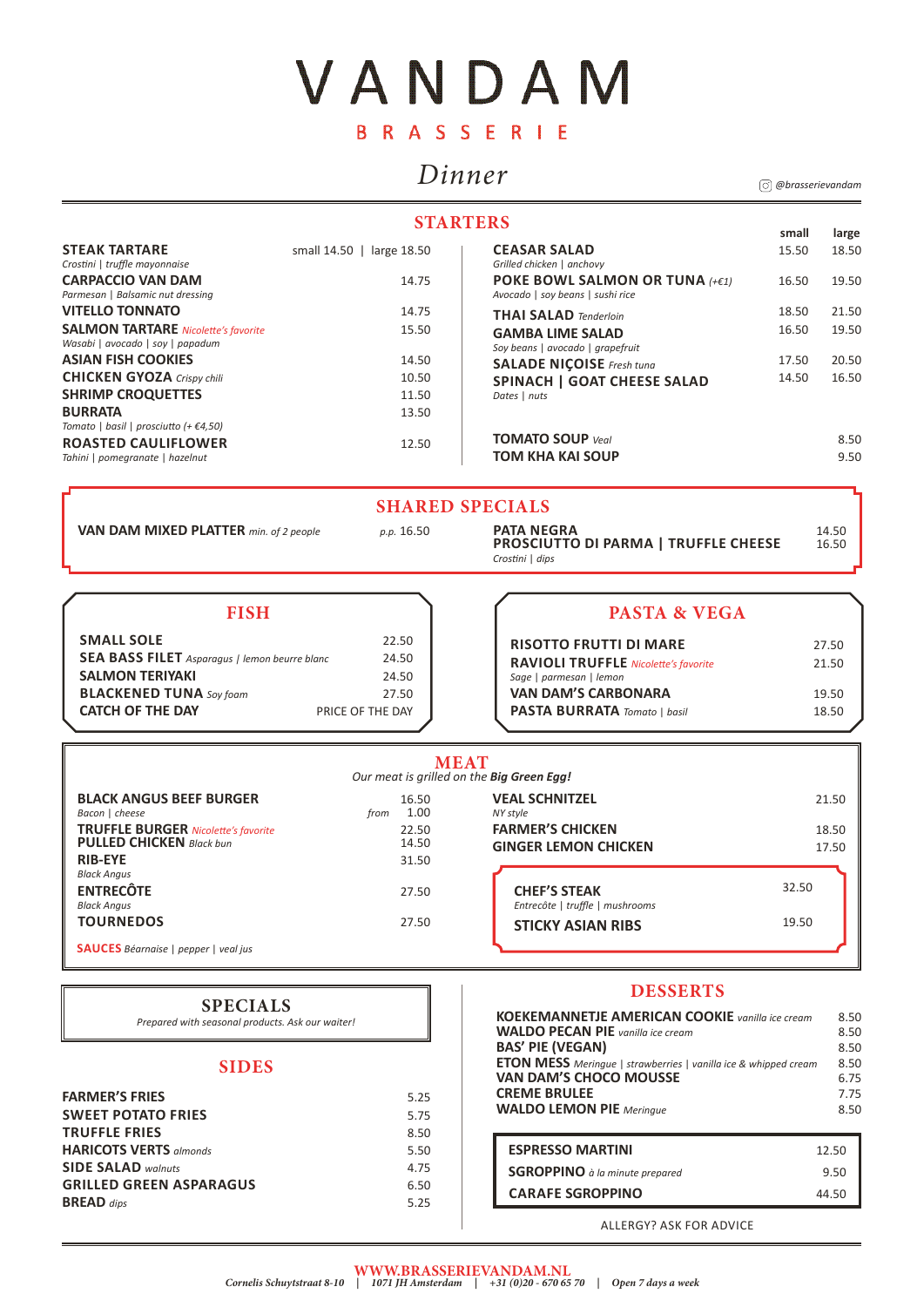# VANDAM

## BRASSERIE

## *Dinner*

*@brasserievandam*

## STARTERS

**STEAK TARTARE** — small 14.50 | large 18.50
*Crostini | truffle mayonnaise*

**CARPACCIO VAN DAM** — 14.75
*Parmesan | Balsamic nut dressing*

**VITELLO TONNATO** — 14.75

**SALMON TARTARE** *Nicolette's favorite* — 15.50
*Wasabi | avocado | soy | papadum*

**ASIAN FISH COOKIES** — 14.50

**CHICKEN GYOZA** *Crispy chili* — 10.50

**SHRIMP CROQUETTES** — 11.50

**BURRATA** — 13.50
*Tomato | basil | prosciutto (+ €4,50)*

**ROASTED CAULIFLOWER** — 12.50
*Tahini | pomegranate | hazelnut*

| | small | large |
|---|---|---|
| **CEASAR SALAD** *Grilled chicken \| anchovy* | 15.50 | 18.50 |
| **POKE BOWL SALMON OR TUNA** *(+€1)* *Avocado \| soy beans \| sushi rice* | 16.50 | 19.50 |
| **THAI SALAD** *Tenderloin* | 18.50 | 21.50 |
| **GAMBA LIME SALAD** *Soy beans \| avocado \| grapefruit* | 16.50 | 19.50 |
| **SALADE NIÇOISE** *Fresh tuna* | 17.50 | 20.50 |
| **SPINACH \| GOAT CHEESE SALAD** *Dates \| nuts* | 14.50 | 16.50 |

**TOMATO SOUP** *Veal* — 8.50

**TOM KHA KAI SOUP** — 9.50

## SHARED SPECIALS

**VAN DAM MIXED PLATTER** *min. of 2 people* — *p.p.* 16.50

**PATA NEGRA** — 14.50

**PROSCIUTTO DI PARMA | TRUFFLE CHEESE** — 16.50
*Crostini | dips*

## FISH

**SMALL SOLE** — 22.50

**SEA BASS FILET** *Asparagus | lemon beurre blanc* — 24.50

**SALMON TERIYAKI** — 24.50

**BLACKENED TUNA** *Soy foam* — 27.50

**CATCH OF THE DAY** — PRICE OF THE DAY

## PASTA & VEGA

**RISOTTO FRUTTI DI MARE** — 27.50

**RAVIOLI TRUFFLE** *Nicolette's favorite* — 21.50
*Sage | parmesan | lemon*

**VAN DAM'S CARBONARA** — 19.50

**PASTA BURRATA** *Tomato | basil* — 18.50

## MEAT

*Our meat is grilled on the **Big Green Egg!***

**BLACK ANGUS BEEF BURGER** — 16.50
*Bacon | cheese* — *from* 1.00

**TRUFFLE BURGER** *Nicolette's favorite* — 22.50

**PULLED CHICKEN** *Black bun* — 14.50

**RIB-EYE** — 31.50
*Black Angus*

**ENTRECÔTE** — 27.50
*Black Angus*

**TOURNEDOS** — 27.50

**SAUCES** *Béarnaise | pepper | veal jus*

**VEAL SCHNITZEL** — 21.50
*NY style*

**FARMER'S CHICKEN** — 18.50

**GINGER LEMON CHICKEN** — 17.50

**CHEF'S STEAK** — 32.50
*Entrecôte | truffle | mushrooms*

**STICKY ASIAN RIBS** — 19.50

## SPECIALS

*Prepared with seasonal products. Ask our waiter!*

## SIDES

**FARMER'S FRIES** — 5.25

**SWEET POTATO FRIES** — 5.75

**TRUFFLE FRIES** — 8.50

**HARICOTS VERTS** *almonds* — 5.50

**SIDE SALAD** *walnuts* — 4.75

**GRILLED GREEN ASPARAGUS** — 6.50

**BREAD** *dips* — 5.25

## DESSERTS

**KOEKEMANNETJE AMERICAN COOKIE** *vanilla ice cream* — 8.50

**WALDO PECAN PIE** *vanilla ice cream* — 8.50

**BAS' PIE (VEGAN)** — 8.50

**ETON MESS** *Meringue | strawberries | vanilla ice & whipped cream* — 8.50

**VAN DAM'S CHOCO MOUSSE** — 6.75

**CREME BRULEE** — 7.75

**WALDO LEMON PIE** *Meringue* — 8.50

**ESPRESSO MARTINI** — 12.50

**SGROPPINO** *à la minute prepared* — 9.50

**CARAFE SGROPPINO** — 44.50

ALLERGY? ASK FOR ADVICE

**WWW.BRASSERIEVANDAM.NL**

*Cornelis Schuytstraat 8-10 | 1071 JH Amsterdam | +31 (0)20 - 670 65 70 | Open 7 days a week*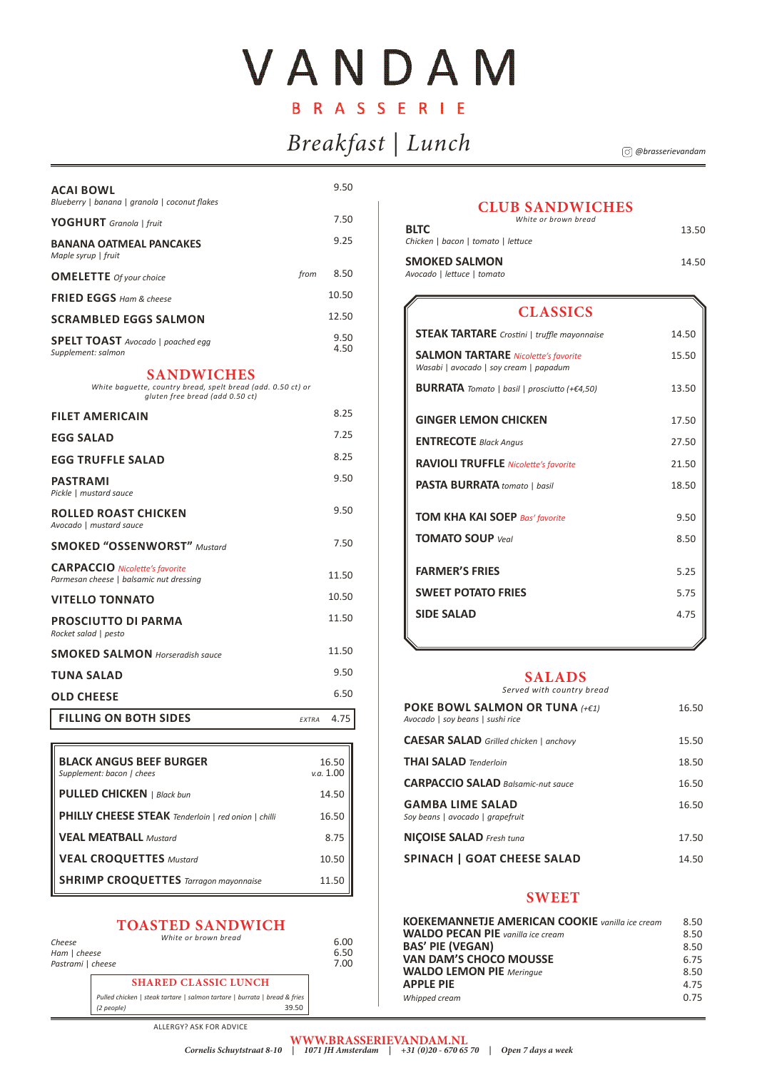# VANDAM

## BRASSERIE

*Breakfast | Lunch*

@brasserievandam

**ACAI BOWL** 9.50
*Blueberry | banana | granola | coconut flakes*

**YOGHURT** *Granola | fruit* 7.50

**BANANA OATMEAL PANCAKES** 9.25
*Maple syrup | fruit*

**OMELETTE** *Of your choice* from 8.50

**FRIED EGGS** *Ham & cheese* 10.50

**SCRAMBLED EGGS SALMON** 12.50

**SPELT TOAST** *Avocado | poached egg* 9.50
*Supplement: salmon* 4.50

## SANDWICHES

*White baguette, country bread, spelt bread (add. 0.50 ct) or gluten free bread (add 0.50 ct)*

| | |
|---|---|
| **FILET AMERICAIN** | 8.25 |
| **EGG SALAD** | 7.25 |
| **EGG TRUFFLE SALAD** | 8.25 |
| **PASTRAMI** *Pickle \| mustard sauce* | 9.50 |
| **ROLLED ROAST CHICKEN** *Avocado \| mustard sauce* | 9.50 |
| **SMOKED "OSSENWORST"** *Mustard* | 7.50 |
| **CARPACCIO** *Nicolette's favorite* — *Parmesan cheese \| balsamic nut dressing* | 11.50 |
| **VITELLO TONNATO** | 10.50 |
| **PROSCIUTTO DI PARMA** *Rocket salad \| pesto* | 11.50 |
| **SMOKED SALMON** *Horseradish sauce* | 11.50 |
| **TUNA SALAD** | 9.50 |
| **OLD CHEESE** | 6.50 |
| **FILLING ON BOTH SIDES** *EXTRA* | 4.75 |

| | |
|---|---|
| **BLACK ANGUS BEEF BURGER** *Supplement: bacon \| chees* | 16.50 / *v.a.* 1.00 |
| **PULLED CHICKEN** \| *Black bun* | 14.50 |
| **PHILLY CHEESE STEAK** *Tenderloin \| red onion \| chilli* | 16.50 |
| **VEAL MEATBALL** *Mustard* | 8.75 |
| **VEAL CROQUETTES** *Mustard* | 10.50 |
| **SHRIMP CROQUETTES** *Tarragon mayonnaise* | 11.50 |

## TOASTED SANDWICH

*White or brown bread*

| | |
|---|---|
| *Cheese* | 6.00 |
| *Ham \| cheese* | 6.50 |
| *Pastrami \| cheese* | 7.00 |

### SHARED CLASSIC LUNCH

*Pulled chicken | steak tartare | salmon tartare | burrata | bread & fries*
*(2 people)* 39.50

## CLUB SANDWICHES

*White or brown bread*

| | |
|---|---|
| **BLTC** *Chicken \| bacon \| tomato \| lettuce* | 13.50 |
| **SMOKED SALMON** *Avocado \| lettuce \| tomato* | 14.50 |

## CLASSICS

| | |
|---|---|
| **STEAK TARTARE** *Crostini \| truffle mayonnaise* | 14.50 |
| **SALMON TARTARE** *Nicolette's favorite* — *Wasabi \| avocado \| soy cream \| papadum* | 15.50 |
| **BURRATA** *Tomato \| basil \| prosciutto (+€4,50)* | 13.50 |
| **GINGER LEMON CHICKEN** | 17.50 |
| **ENTRECOTE** *Black Angus* | 27.50 |
| **RAVIOLI TRUFFLE** *Nicolette's favorite* | 21.50 |
| **PASTA BURRATA** *tomato \| basil* | 18.50 |
| **TOM KHA KAI SOEP** *Bas' favorite* | 9.50 |
| **TOMATO SOUP** *Veal* | 8.50 |
| **FARMER'S FRIES** | 5.25 |
| **SWEET POTATO FRIES** | 5.75 |
| **SIDE SALAD** | 4.75 |

## SALADS

*Served with country bread*

| | |
|---|---|
| **POKE BOWL SALMON OR TUNA** *(+€1)* — *Avocado \| soy beans \| sushi rice* | 16.50 |
| **CAESAR SALAD** *Grilled chicken \| anchovy* | 15.50 |
| **THAI SALAD** *Tenderloin* | 18.50 |
| **CARPACCIO SALAD** *Balsamic-nut sauce* | 16.50 |
| **GAMBA LIME SALAD** *Soy beans \| avocado \| grapefruit* | 16.50 |
| **NIÇOISE SALAD** *Fresh tuna* | 17.50 |
| **SPINACH \| GOAT CHEESE SALAD** | 14.50 |

## SWEET

| | |
|---|---|
| **KOEKEMANNETJE AMERICAN COOKIE** *vanilla ice cream* | 8.50 |
| **WALDO PECAN PIE** *vanilla ice cream* | 8.50 |
| **BAS' PIE (VEGAN)** | 8.50 |
| **VAN DAM'S CHOCO MOUSSE** | 6.75 |
| **WALDO LEMON PIE** *Meringue* | 8.50 |
| **APPLE PIE** | 4.75 |
| *Whipped cream* | 0.75 |

ALLERGY? ASK FOR ADVICE

**WWW.BRASSERIEVANDAM.NL**

*Cornelis Schuytstraat 8-10 | 1071 JH Amsterdam | +31 (0)20 - 670 65 70 | Open 7 days a week*